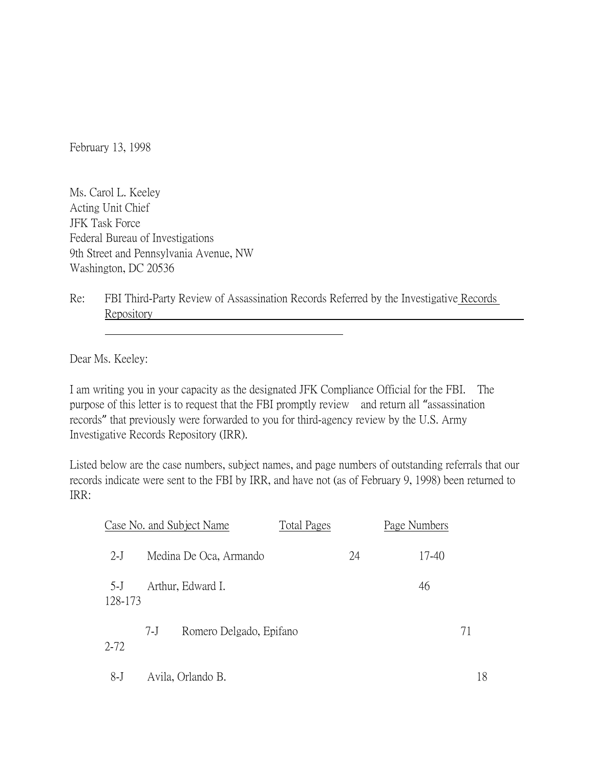February 13, 1998

Ms. Carol L. Keeley
Acting Unit Chief
JFK Task Force
Federal Bureau of Investigations
9th Street and Pennsylvania Avenue, NW
Washington, DC 20536

Re: FBI Third-Party Review of Assassination Records Referred by the Investigative Records Repository

Dear Ms. Keeley:

I am writing you in your capacity as the designated JFK Compliance Official for the FBI. The purpose of this letter is to request that the FBI promptly review and return all "assassination records" that previously were forwarded to you for third-agency review by the U.S. Army Investigative Records Repository (IRR).

Listed below are the case numbers, subject names, and page numbers of outstanding referrals that our records indicate were sent to the FBI by IRR, and have not (as of February 9, 1998) been returned to IRR:

| Case No. | Subject Name | Total Pages | Page Numbers |
|---|---|---|---|
| 2-J | Medina De Oca, Armando | 24 | 17-40 |
| 5-J | Arthur, Edward I. | 46 | 128-173 |
| 7-J | Romero Delgado, Epifano | 71 | 2-72 |
| 8-J | Avila, Orlando B. | 18 | |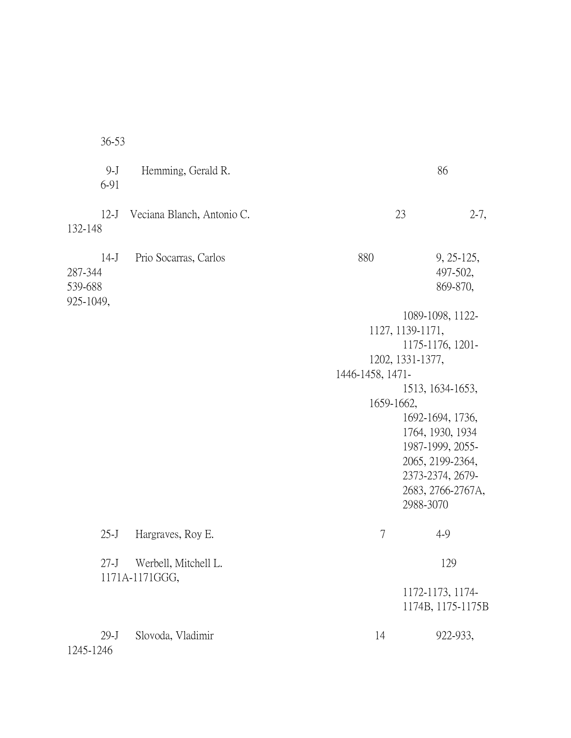36-53

| | | | |
|---|---|---|---|
| 9-J | Hemming, Gerald R. | 86 | 6-91 |
| 12-J | Veciana Blanch, Antonio C. | 23 | 2-7, 132-148 |
| 14-J | Prio Socarras, Carlos | 880 | 9, 25-125, 287-344 497-502, 539-688 869-870, 925-1049, 1089-1098, 1122-1127, 1139-1171, 1175-1176, 1201-1202, 1331-1377, 1446-1458, 1471-1513, 1634-1653, 1659-1662, 1692-1694, 1736, 1764, 1930, 1934 1987-1999, 2055-2065, 2199-2364, 2373-2374, 2679-2683, 2766-2767A, 2988-3070 |
| 25-J | Hargraves, Roy E. | 7 | 4-9 |
| 27-J | Werbell, Mitchell L. | 129 | 1171A-1171GGG, 1172-1173, 1174-1174B, 1175-1175B |
| 29-J | Slovoda, Vladimir | 14 | 922-933, 1245-1246 |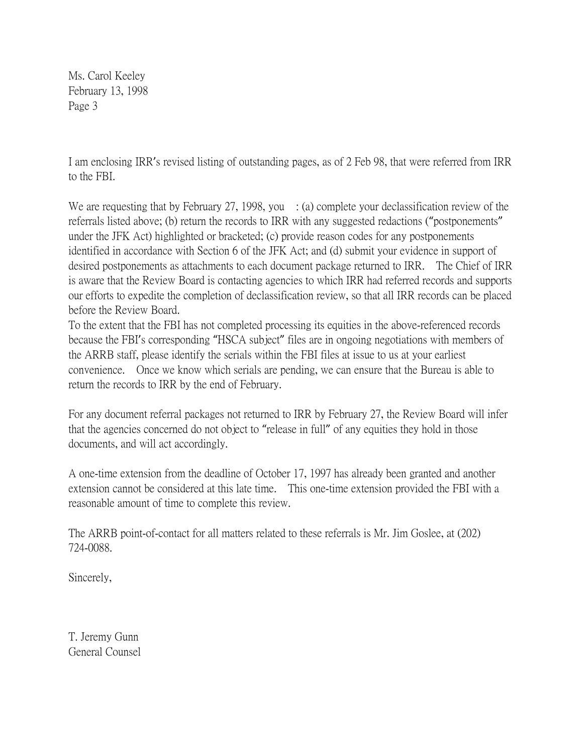I am enclosing IRR's revised listing of outstanding pages, as of 2 Feb 98, that were referred from IRR to the FBI.

We are requesting that by February 27, 1998, you : (a) complete your declassification review of the referrals listed above; (b) return the records to IRR with any suggested redactions ("postponements" under the JFK Act) highlighted or bracketed; (c) provide reason codes for any postponements identified in accordance with Section 6 of the JFK Act; and (d) submit your evidence in support of desired postponements as attachments to each document package returned to IRR. The Chief of IRR is aware that the Review Board is contacting agencies to which IRR had referred records and supports our efforts to expedite the completion of declassification review, so that all IRR records can be placed before the Review Board.

To the extent that the FBI has not completed processing its equities in the above-referenced records because the FBI's corresponding "HSCA subject" files are in ongoing negotiations with members of the ARRB staff, please identify the serials within the FBI files at issue to us at your earliest convenience. Once we know which serials are pending, we can ensure that the Bureau is able to return the records to IRR by the end of February.

For any document referral packages not returned to IRR by February 27, the Review Board will infer that the agencies concerned do not object to "release in full" of any equities they hold in those documents, and will act accordingly.

A one-time extension from the deadline of October 17, 1997 has already been granted and another extension cannot be considered at this late time. This one-time extension provided the FBI with a reasonable amount of time to complete this review.

The ARRB point-of-contact for all matters related to these referrals is Mr. Jim Goslee, at (202) 724-0088.

Sincerely,

T. Jeremy Gunn
General Counsel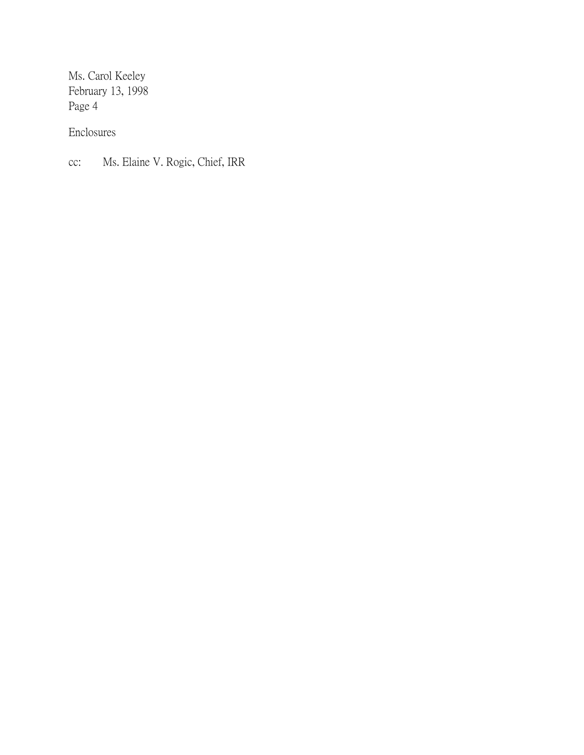Enclosures

cc: Ms. Elaine V. Rogic, Chief, IRR